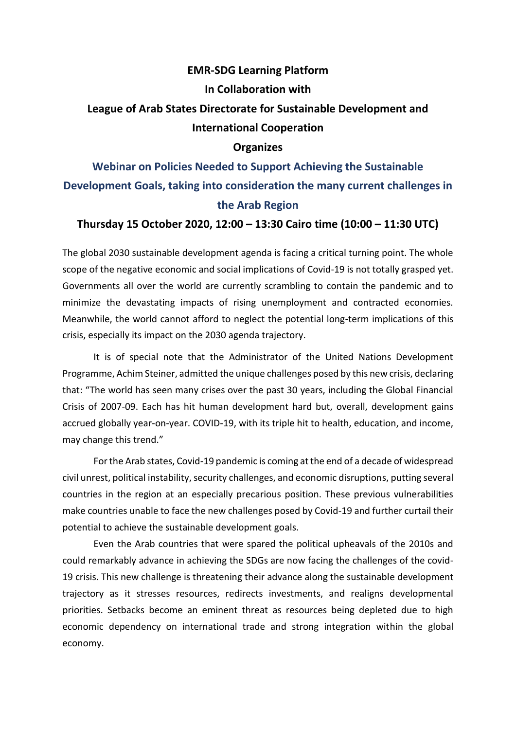**EMR-SDG Learning Platform**

**In Collaboration with**

**League of Arab States Directorate for Sustainable Development and International Cooperation**

**Organizes**

## Webinar on Policies Needed to Support Achieving the Sustainable Development Goals, taking into consideration the many current challenges in the Arab Region

**Thursday 15 October 2020, 12:00 – 13:30 Cairo time (10:00 – 11:30 UTC)**

The global 2030 sustainable development agenda is facing a critical turning point. The whole scope of the negative economic and social implications of Covid-19 is not totally grasped yet. Governments all over the world are currently scrambling to contain the pandemic and to minimize the devastating impacts of rising unemployment and contracted economies. Meanwhile, the world cannot afford to neglect the potential long-term implications of this crisis, especially its impact on the 2030 agenda trajectory.

It is of special note that the Administrator of the United Nations Development Programme, Achim Steiner, admitted the unique challenges posed by this new crisis, declaring that: "The world has seen many crises over the past 30 years, including the Global Financial Crisis of 2007-09. Each has hit human development hard but, overall, development gains accrued globally year-on-year. COVID-19, with its triple hit to health, education, and income, may change this trend."

For the Arab states, Covid-19 pandemic is coming at the end of a decade of widespread civil unrest, political instability, security challenges, and economic disruptions, putting several countries in the region at an especially precarious position. These previous vulnerabilities make countries unable to face the new challenges posed by Covid-19 and further curtail their potential to achieve the sustainable development goals.

Even the Arab countries that were spared the political upheavals of the 2010s and could remarkably advance in achieving the SDGs are now facing the challenges of the covid-19 crisis. This new challenge is threatening their advance along the sustainable development trajectory as it stresses resources, redirects investments, and realigns developmental priorities. Setbacks become an eminent threat as resources being depleted due to high economic dependency on international trade and strong integration within the global economy.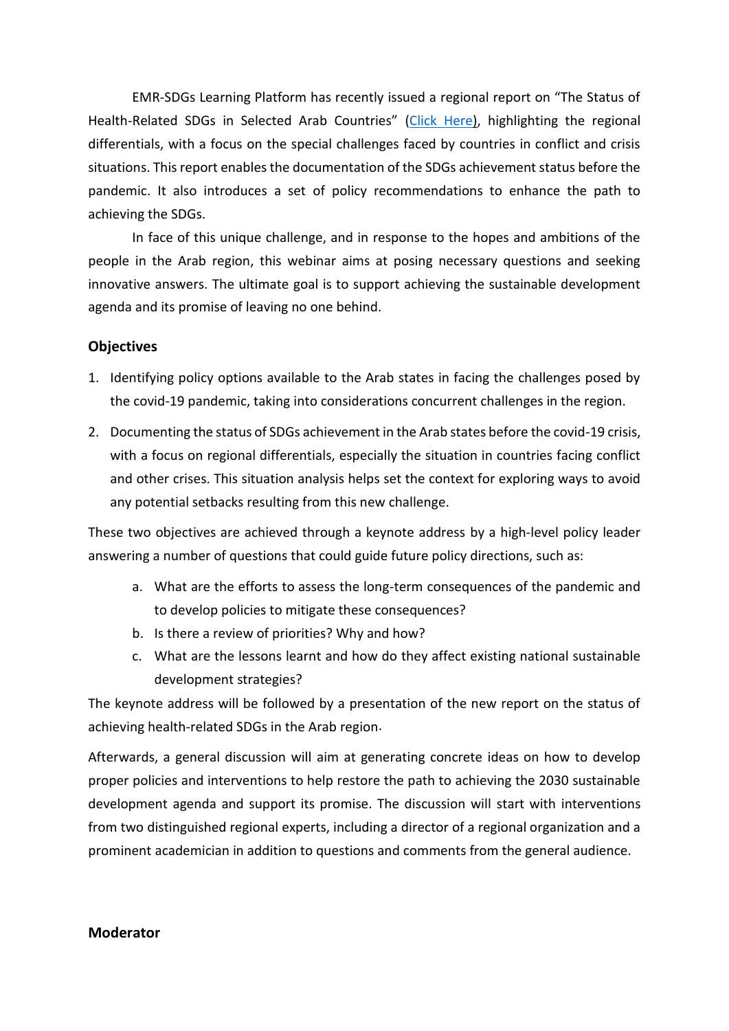EMR-SDGs Learning Platform has recently issued a regional report on "The Status of Health-Related SDGs in Selected Arab Countries" ([Click Here](#)), highlighting the regional differentials, with a focus on the special challenges faced by countries in conflict and crisis situations. This report enables the documentation of the SDGs achievement status before the pandemic. It also introduces a set of policy recommendations to enhance the path to achieving the SDGs.

In face of this unique challenge, and in response to the hopes and ambitions of the people in the Arab region, this webinar aims at posing necessary questions and seeking innovative answers. The ultimate goal is to support achieving the sustainable development agenda and its promise of leaving no one behind.

## Objectives

1. Identifying policy options available to the Arab states in facing the challenges posed by the covid-19 pandemic, taking into considerations concurrent challenges in the region.
2. Documenting the status of SDGs achievement in the Arab states before the covid-19 crisis, with a focus on regional differentials, especially the situation in countries facing conflict and other crises. This situation analysis helps set the context for exploring ways to avoid any potential setbacks resulting from this new challenge.

These two objectives are achieved through a keynote address by a high-level policy leader answering a number of questions that could guide future policy directions, such as:

a. What are the efforts to assess the long-term consequences of the pandemic and to develop policies to mitigate these consequences?
b. Is there a review of priorities? Why and how?
c. What are the lessons learnt and how do they affect existing national sustainable development strategies?

The keynote address will be followed by a presentation of the new report on the status of achieving health-related SDGs in the Arab region.

Afterwards, a general discussion will aim at generating concrete ideas on how to develop proper policies and interventions to help restore the path to achieving the 2030 sustainable development agenda and support its promise. The discussion will start with interventions from two distinguished regional experts, including a director of a regional organization and a prominent academician in addition to questions and comments from the general audience.

## Moderator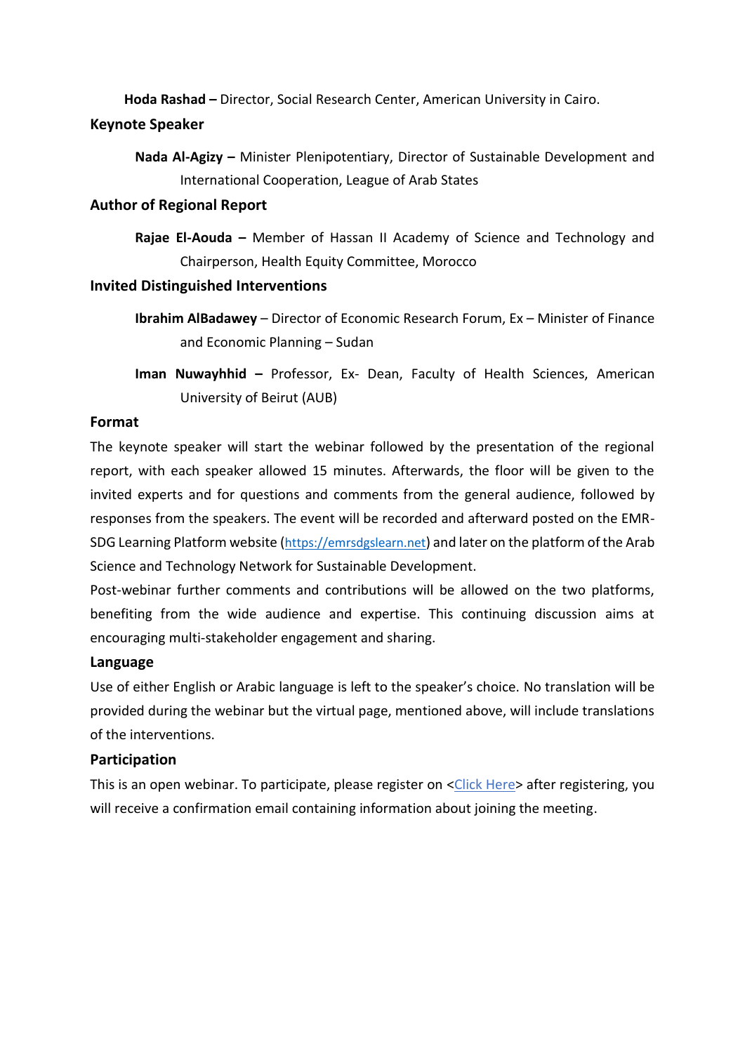**Hoda Rashad –** Director, Social Research Center, American University in Cairo.

### Keynote Speaker

**Nada Al-Agizy –** Minister Plenipotentiary, Director of Sustainable Development and International Cooperation, League of Arab States

### Author of Regional Report

**Rajae El-Aouda –** Member of Hassan II Academy of Science and Technology and Chairperson, Health Equity Committee, Morocco

### Invited Distinguished Interventions

**Ibrahim AlBadawey** – Director of Economic Research Forum, Ex – Minister of Finance and Economic Planning – Sudan

**Iman Nuwayhhid –** Professor, Ex- Dean, Faculty of Health Sciences, American University of Beirut (AUB)

### Format

The keynote speaker will start the webinar followed by the presentation of the regional report, with each speaker allowed 15 minutes. Afterwards, the floor will be given to the invited experts and for questions and comments from the general audience, followed by responses from the speakers. The event will be recorded and afterward posted on the EMR-SDG Learning Platform website (https://emrsdgslearn.net) and later on the platform of the Arab Science and Technology Network for Sustainable Development.

Post-webinar further comments and contributions will be allowed on the two platforms, benefiting from the wide audience and expertise. This continuing discussion aims at encouraging multi-stakeholder engagement and sharing.

### Language

Use of either English or Arabic language is left to the speaker's choice. No translation will be provided during the webinar but the virtual page, mentioned above, will include translations of the interventions.

### Participation

This is an open webinar. To participate, please register on <Click Here> after registering, you will receive a confirmation email containing information about joining the meeting.